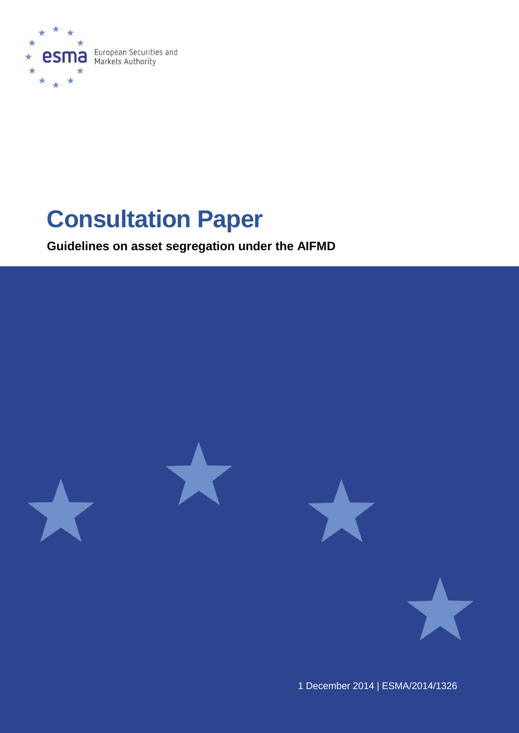European Securities and Markets Authority

# Consultation Paper

**Guidelines on asset segregation under the AIFMD**

1 December 2014 | ESMA/2014/1326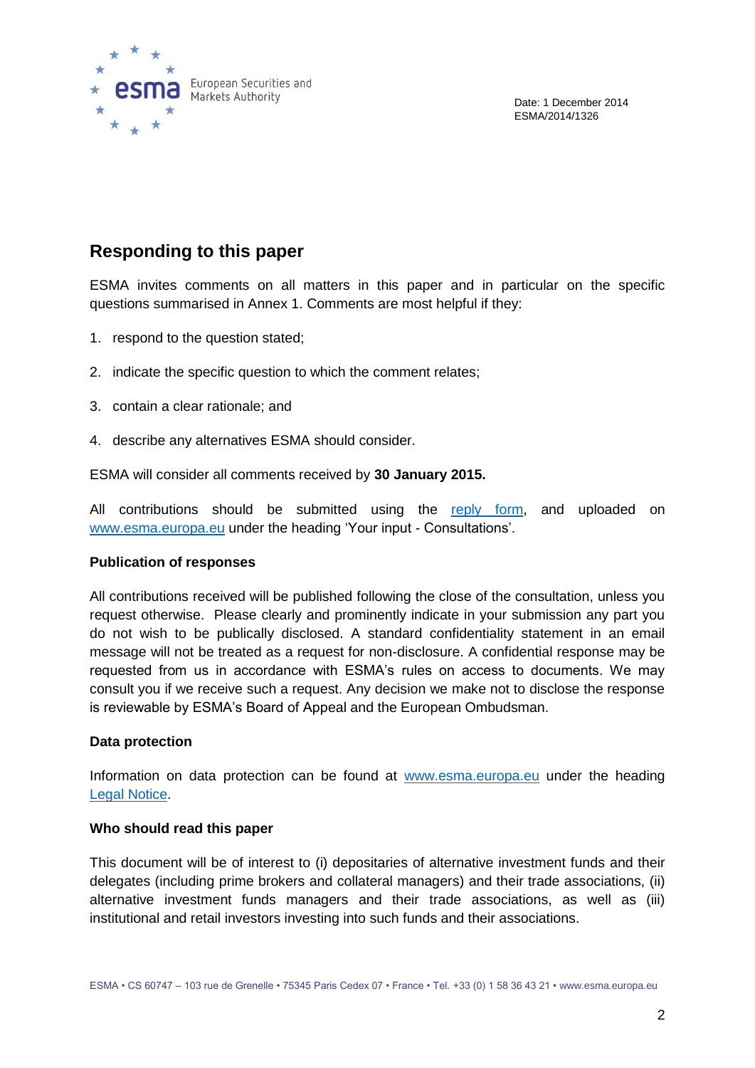Date: 1 December 2014
ESMA/2014/1326

## Responding to this paper

ESMA invites comments on all matters in this paper and in particular on the specific questions summarised in Annex 1. Comments are most helpful if they:

1. respond to the question stated;
2. indicate the specific question to which the comment relates;
3. contain a clear rationale; and
4. describe any alternatives ESMA should consider.

ESMA will consider all comments received by **30 January 2015.**

All contributions should be submitted using the reply form, and uploaded on www.esma.europa.eu under the heading 'Your input - Consultations'.

**Publication of responses**

All contributions received will be published following the close of the consultation, unless you request otherwise. Please clearly and prominently indicate in your submission any part you do not wish to be publically disclosed. A standard confidentiality statement in an email message will not be treated as a request for non-disclosure. A confidential response may be requested from us in accordance with ESMA's rules on access to documents. We may consult you if we receive such a request. Any decision we make not to disclose the response is reviewable by ESMA's Board of Appeal and the European Ombudsman.

**Data protection**

Information on data protection can be found at www.esma.europa.eu under the heading Legal Notice.

**Who should read this paper**

This document will be of interest to (i) depositaries of alternative investment funds and their delegates (including prime brokers and collateral managers) and their trade associations, (ii) alternative investment funds managers and their trade associations, as well as (iii) institutional and retail investors investing into such funds and their associations.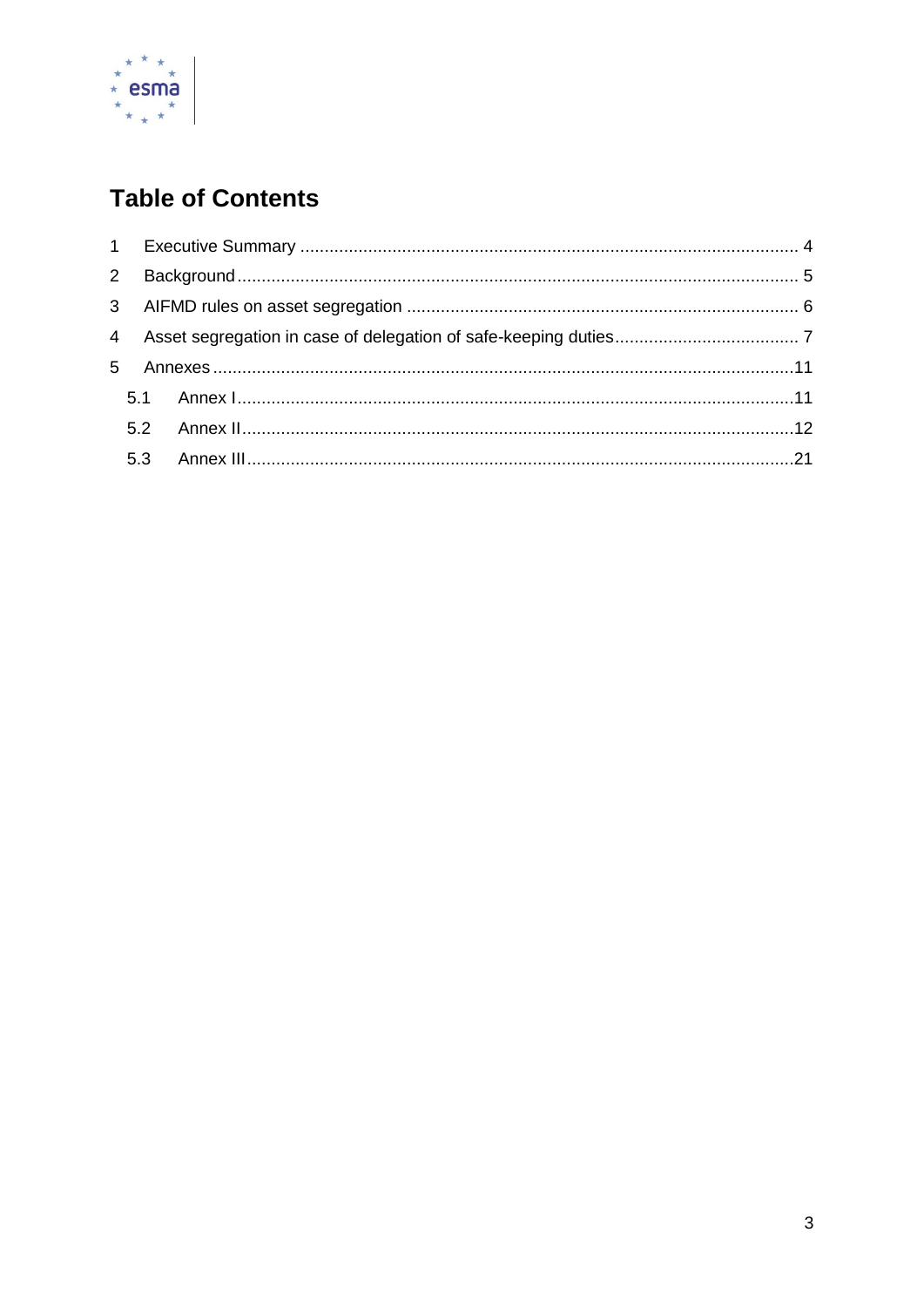# Table of Contents

1 Executive Summary ........................................................................................................ 4

2 Background ..................................................................................................................... 5

3 AIFMD rules on asset segregation ................................................................................. 6

4 Asset segregation in case of delegation of safe-keeping duties ...................................... 7

5 Annexes ........................................................................................................................ 11

  5.1 Annex I ................................................................................................................... 11

  5.2 Annex II .................................................................................................................. 12

  5.3 Annex III ................................................................................................................. 21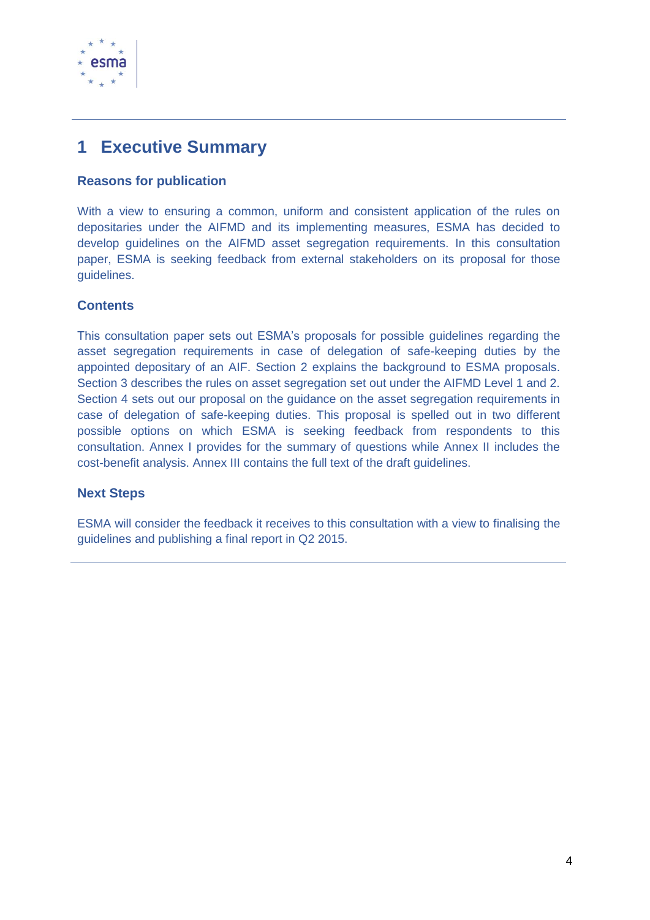# 1 Executive Summary

### Reasons for publication

With a view to ensuring a common, uniform and consistent application of the rules on depositaries under the AIFMD and its implementing measures, ESMA has decided to develop guidelines on the AIFMD asset segregation requirements. In this consultation paper, ESMA is seeking feedback from external stakeholders on its proposal for those guidelines.

### Contents

This consultation paper sets out ESMA's proposals for possible guidelines regarding the asset segregation requirements in case of delegation of safe-keeping duties by the appointed depositary of an AIF. Section 2 explains the background to ESMA proposals. Section 3 describes the rules on asset segregation set out under the AIFMD Level 1 and 2. Section 4 sets out our proposal on the guidance on the asset segregation requirements in case of delegation of safe-keeping duties. This proposal is spelled out in two different possible options on which ESMA is seeking feedback from respondents to this consultation. Annex I provides for the summary of questions while Annex II includes the cost-benefit analysis. Annex III contains the full text of the draft guidelines.

### Next Steps

ESMA will consider the feedback it receives to this consultation with a view to finalising the guidelines and publishing a final report in Q2 2015.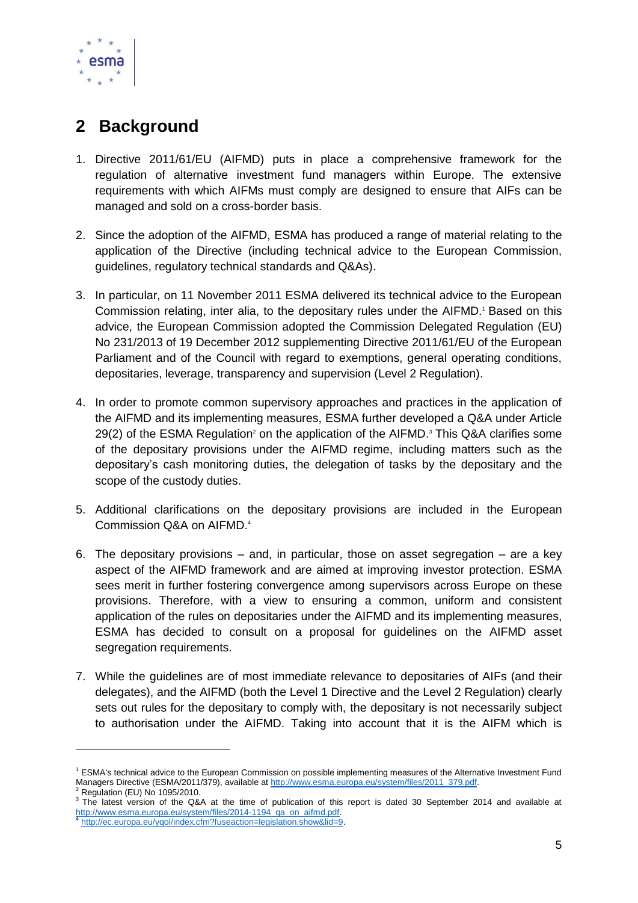## 2 Background

1. Directive 2011/61/EU (AIFMD) puts in place a comprehensive framework for the regulation of alternative investment fund managers within Europe. The extensive requirements with which AIFMs must comply are designed to ensure that AIFs can be managed and sold on a cross-border basis.

2. Since the adoption of the AIFMD, ESMA has produced a range of material relating to the application of the Directive (including technical advice to the European Commission, guidelines, regulatory technical standards and Q&As).

3. In particular, on 11 November 2011 ESMA delivered its technical advice to the European Commission relating, inter alia, to the depositary rules under the AIFMD.[1] Based on this advice, the European Commission adopted the Commission Delegated Regulation (EU) No 231/2013 of 19 December 2012 supplementing Directive 2011/61/EU of the European Parliament and of the Council with regard to exemptions, general operating conditions, depositaries, leverage, transparency and supervision (Level 2 Regulation).

4. In order to promote common supervisory approaches and practices in the application of the AIFMD and its implementing measures, ESMA further developed a Q&A under Article 29(2) of the ESMA Regulation[2] on the application of the AIFMD.[3] This Q&A clarifies some of the depositary provisions under the AIFMD regime, including matters such as the depositary's cash monitoring duties, the delegation of tasks by the depositary and the scope of the custody duties.

5. Additional clarifications on the depositary provisions are included in the European Commission Q&A on AIFMD.[4]

6. The depositary provisions – and, in particular, those on asset segregation – are a key aspect of the AIFMD framework and are aimed at improving investor protection. ESMA sees merit in further fostering convergence among supervisors across Europe on these provisions. Therefore, with a view to ensuring a common, uniform and consistent application of the rules on depositaries under the AIFMD and its implementing measures, ESMA has decided to consult on a proposal for guidelines on the AIFMD asset segregation requirements.

7. While the guidelines are of most immediate relevance to depositaries of AIFs (and their delegates), and the AIFMD (both the Level 1 Directive and the Level 2 Regulation) clearly sets out rules for the depositary to comply with, the depositary is not necessarily subject to authorisation under the AIFMD. Taking into account that it is the AIFM which is

---

[1] ESMA's technical advice to the European Commission on possible implementing measures of the Alternative Investment Fund Managers Directive (ESMA/2011/379), available at http://www.esma.europa.eu/system/files/2011_379.pdf.

[2] Regulation (EU) No 1095/2010.

[3] The latest version of the Q&A at the time of publication of this report is dated 30 September 2014 and available at http://www.esma.europa.eu/system/files/2014-1194_qa_on_aifmd.pdf.

[4] http://ec.europa.eu/yqol/index.cfm?fuseaction=legislation.show&lid=9.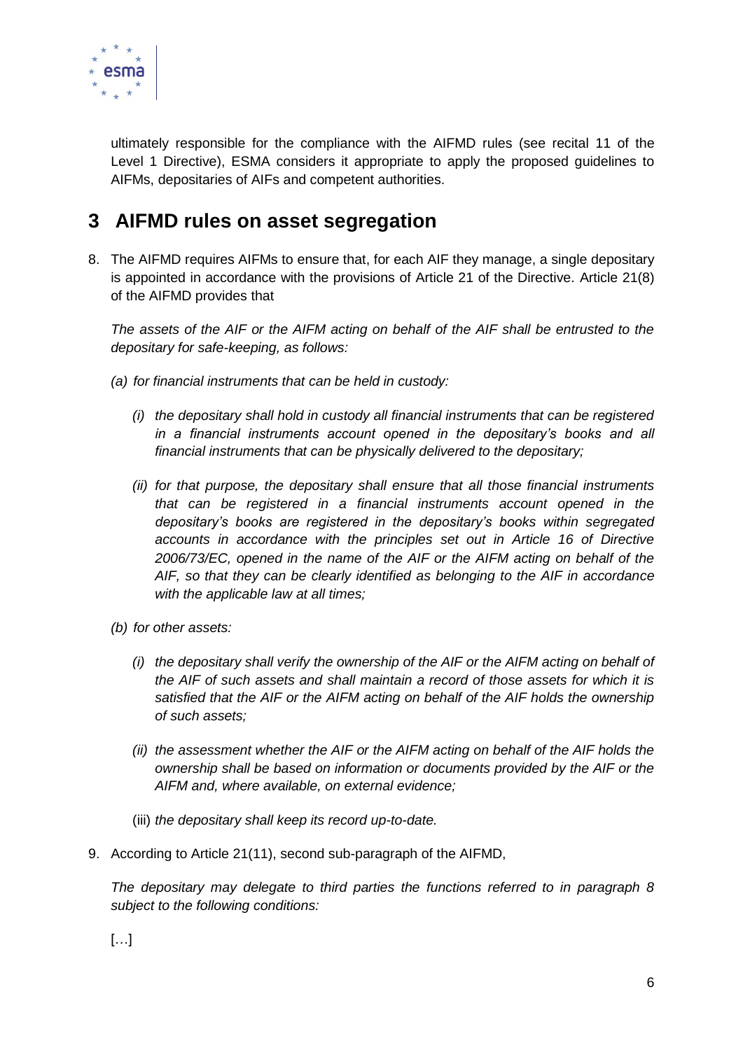ultimately responsible for the compliance with the AIFMD rules (see recital 11 of the Level 1 Directive), ESMA considers it appropriate to apply the proposed guidelines to AIFMs, depositaries of AIFs and competent authorities.

# 3 AIFMD rules on asset segregation

8. The AIFMD requires AIFMs to ensure that, for each AIF they manage, a single depositary is appointed in accordance with the provisions of Article 21 of the Directive. Article 21(8) of the AIFMD provides that

   *The assets of the AIF or the AIFM acting on behalf of the AIF shall be entrusted to the depositary for safe-keeping, as follows:*

   *(a) for financial instruments that can be held in custody:*

   *(i) the depositary shall hold in custody all financial instruments that can be registered in a financial instruments account opened in the depositary's books and all financial instruments that can be physically delivered to the depositary;*

   *(ii) for that purpose, the depositary shall ensure that all those financial instruments that can be registered in a financial instruments account opened in the depositary's books are registered in the depositary's books within segregated accounts in accordance with the principles set out in Article 16 of Directive 2006/73/EC, opened in the name of the AIF or the AIFM acting on behalf of the AIF, so that they can be clearly identified as belonging to the AIF in accordance with the applicable law at all times;*

   *(b) for other assets:*

   *(i) the depositary shall verify the ownership of the AIF or the AIFM acting on behalf of the AIF of such assets and shall maintain a record of those assets for which it is satisfied that the AIF or the AIFM acting on behalf of the AIF holds the ownership of such assets;*

   *(ii) the assessment whether the AIF or the AIFM acting on behalf of the AIF holds the ownership shall be based on information or documents provided by the AIF or the AIFM and, where available, on external evidence;*

   (iii) *the depositary shall keep its record up-to-date.*

9. According to Article 21(11), second sub-paragraph of the AIFMD,

   *The depositary may delegate to third parties the functions referred to in paragraph 8 subject to the following conditions:*

   […]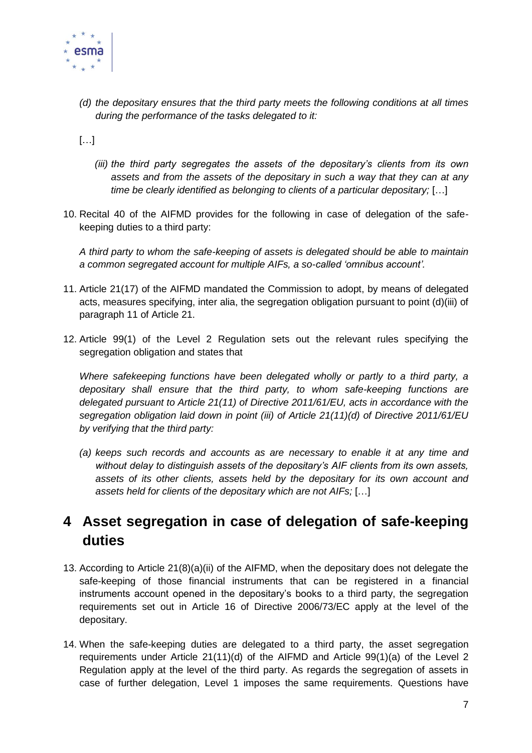*(d) the depositary ensures that the third party meets the following conditions at all times during the performance of the tasks delegated to it:*

[…]

*(iii) the third party segregates the assets of the depositary's clients from its own assets and from the assets of the depositary in such a way that they can at any time be clearly identified as belonging to clients of a particular depositary;* […]

10. Recital 40 of the AIFMD provides for the following in case of delegation of the safe-keeping duties to a third party:

*A third party to whom the safe-keeping of assets is delegated should be able to maintain a common segregated account for multiple AIFs, a so-called 'omnibus account'.*

11. Article 21(17) of the AIFMD mandated the Commission to adopt, by means of delegated acts, measures specifying, inter alia, the segregation obligation pursuant to point (d)(iii) of paragraph 11 of Article 21.

12. Article 99(1) of the Level 2 Regulation sets out the relevant rules specifying the segregation obligation and states that

*Where safekeeping functions have been delegated wholly or partly to a third party, a depositary shall ensure that the third party, to whom safe-keeping functions are delegated pursuant to Article 21(11) of Directive 2011/61/EU, acts in accordance with the segregation obligation laid down in point (iii) of Article 21(11)(d) of Directive 2011/61/EU by verifying that the third party:*

*(a) keeps such records and accounts as are necessary to enable it at any time and without delay to distinguish assets of the depositary's AIF clients from its own assets, assets of its other clients, assets held by the depositary for its own account and assets held for clients of the depositary which are not AIFs;* […]

# 4 Asset segregation in case of delegation of safe-keeping duties

13. According to Article 21(8)(a)(ii) of the AIFMD, when the depositary does not delegate the safe-keeping of those financial instruments that can be registered in a financial instruments account opened in the depositary's books to a third party, the segregation requirements set out in Article 16 of Directive 2006/73/EC apply at the level of the depositary.

14. When the safe-keeping duties are delegated to a third party, the asset segregation requirements under Article 21(11)(d) of the AIFMD and Article 99(1)(a) of the Level 2 Regulation apply at the level of the third party. As regards the segregation of assets in case of further delegation, Level 1 imposes the same requirements. Questions have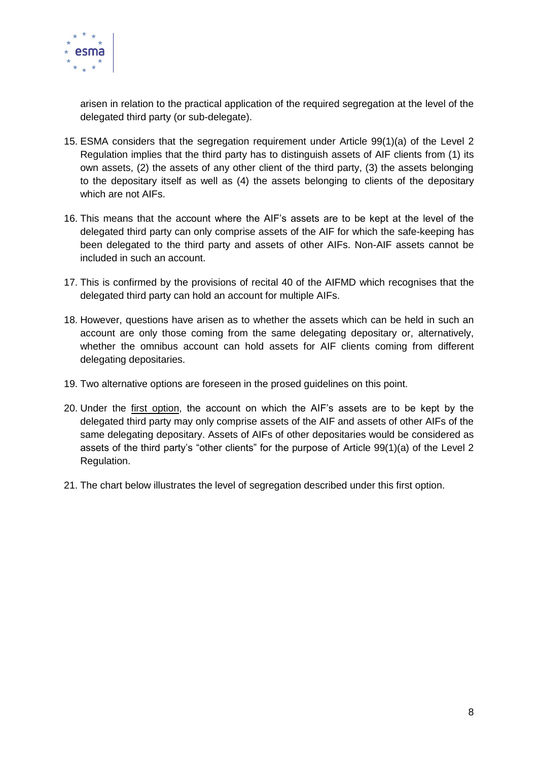arisen in relation to the practical application of the required segregation at the level of the delegated third party (or sub-delegate).

15. ESMA considers that the segregation requirement under Article 99(1)(a) of the Level 2 Regulation implies that the third party has to distinguish assets of AIF clients from (1) its own assets, (2) the assets of any other client of the third party, (3) the assets belonging to the depositary itself as well as (4) the assets belonging to clients of the depositary which are not AIFs.

16. This means that the account where the AIF's assets are to be kept at the level of the delegated third party can only comprise assets of the AIF for which the safe-keeping has been delegated to the third party and assets of other AIFs. Non-AIF assets cannot be included in such an account.

17. This is confirmed by the provisions of recital 40 of the AIFMD which recognises that the delegated third party can hold an account for multiple AIFs.

18. However, questions have arisen as to whether the assets which can be held in such an account are only those coming from the same delegating depositary or, alternatively, whether the omnibus account can hold assets for AIF clients coming from different delegating depositaries.

19. Two alternative options are foreseen in the prosed guidelines on this point.

20. Under the first option, the account on which the AIF's assets are to be kept by the delegated third party may only comprise assets of the AIF and assets of other AIFs of the same delegating depositary. Assets of AIFs of other depositaries would be considered as assets of the third party's "other clients" for the purpose of Article 99(1)(a) of the Level 2 Regulation.

21. The chart below illustrates the level of segregation described under this first option.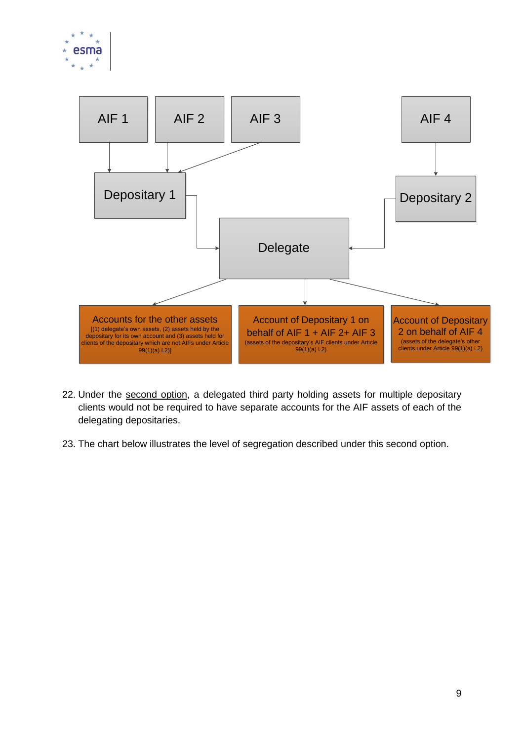AIF 1

AIF 2

AIF 3

AIF 4

Depositary 1

Depositary 2

Delegate

Accounts for the other assets
[(1) delegate's own assets, (2) assets held by the depositary for its own account and (3) assets held for clients of the depositary which are not AIFs under Article 99(1)(a) L2)]

Account of Depositary 1 on behalf of AIF 1 + AIF 2+ AIF 3
(assets of the depositary's AIF clients under Article 99(1)(a) L2)

Account of Depositary 2 on behalf of AIF 4
(assets of the delegate's other clients under Article 99(1)(a) L2)

22. Under the <u>second option</u>, a delegated third party holding assets for multiple depositary clients would not be required to have separate accounts for the AIF assets of each of the delegating depositaries.

23. The chart below illustrates the level of segregation described under this second option.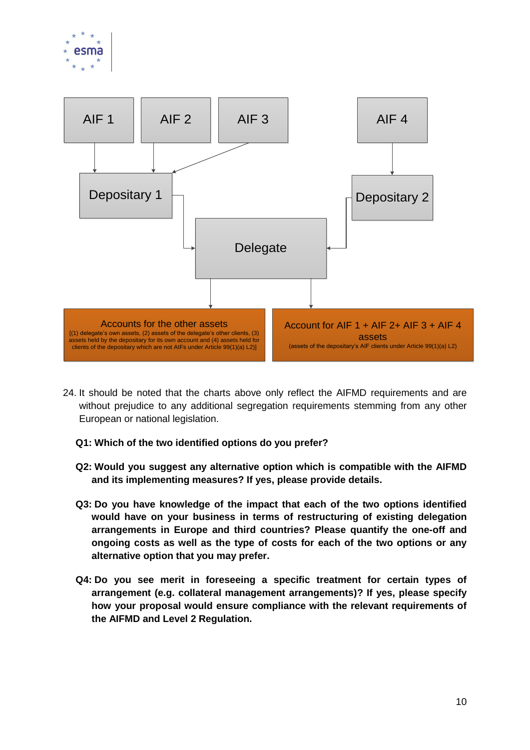AIF 1

AIF 2

AIF 3

AIF 4

Depositary 1

Depositary 2

Delegate

Accounts for the other assets
[(1) delegate's own assets, (2) assets of the delegate's other clients, (3) assets held by the depositary for its own account and (4) assets held for clients of the depositary which are not AIFs under Article 99(1)(a) L2)]

Account for AIF 1 + AIF 2+ AIF 3 + AIF 4 assets
(assets of the depositary's AIF clients under Article 99(1)(a) L2)

24. It should be noted that the charts above only reflect the AIFMD requirements and are without prejudice to any additional segregation requirements stemming from any other European or national legislation.

**Q1: Which of the two identified options do you prefer?**

**Q2: Would you suggest any alternative option which is compatible with the AIFMD and its implementing measures? If yes, please provide details.**

**Q3: Do you have knowledge of the impact that each of the two options identified would have on your business in terms of restructuring of existing delegation arrangements in Europe and third countries? Please quantify the one-off and ongoing costs as well as the type of costs for each of the two options or any alternative option that you may prefer.**

**Q4: Do you see merit in foreseeing a specific treatment for certain types of arrangement (e.g. collateral management arrangements)? If yes, please specify how your proposal would ensure compliance with the relevant requirements of the AIFMD and Level 2 Regulation.**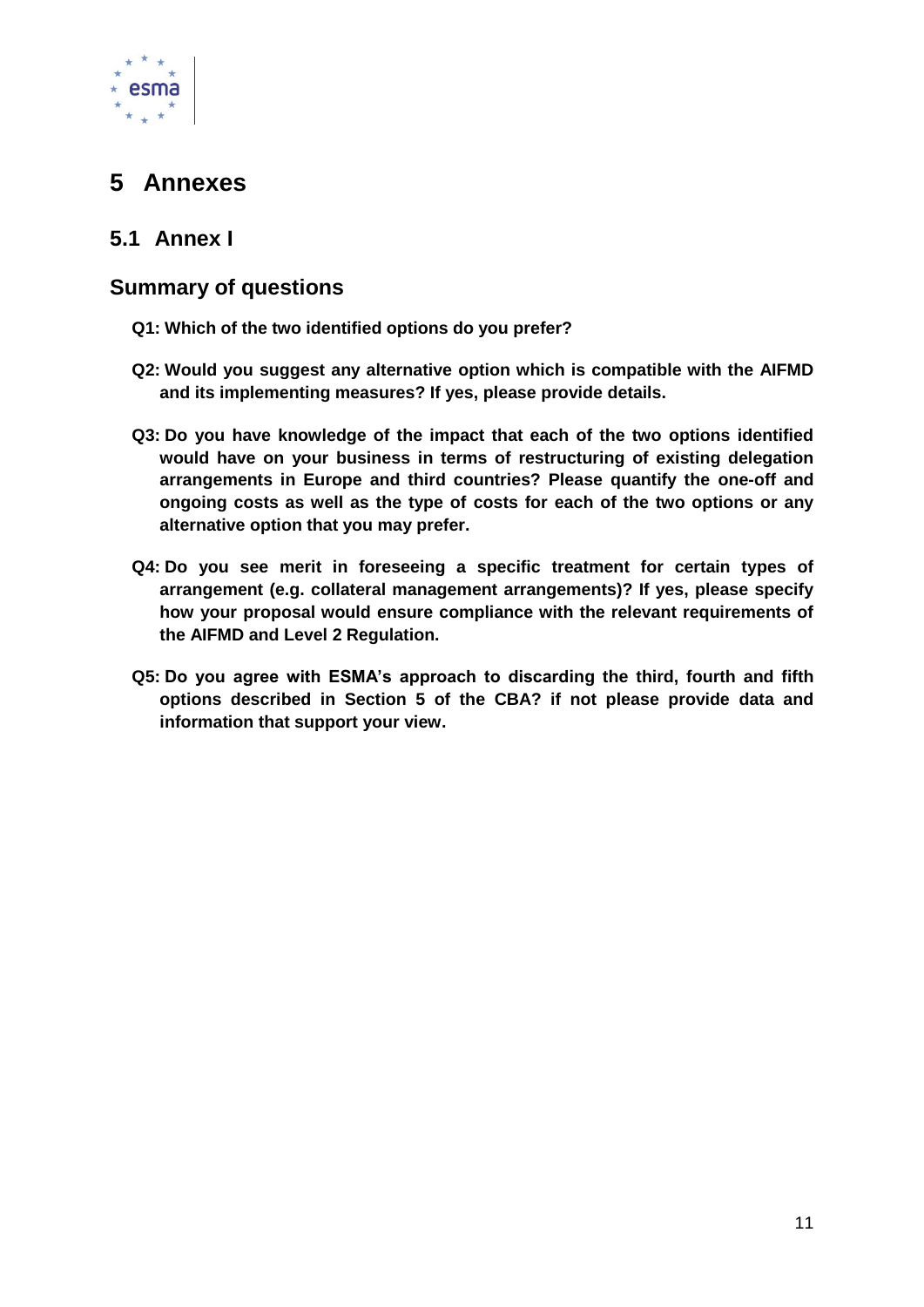# 5 Annexes

## 5.1 Annex I

### Summary of questions

**Q1: Which of the two identified options do you prefer?**

**Q2: Would you suggest any alternative option which is compatible with the AIFMD and its implementing measures? If yes, please provide details.**

**Q3: Do you have knowledge of the impact that each of the two options identified would have on your business in terms of restructuring of existing delegation arrangements in Europe and third countries? Please quantify the one-off and ongoing costs as well as the type of costs for each of the two options or any alternative option that you may prefer.**

**Q4: Do you see merit in foreseeing a specific treatment for certain types of arrangement (e.g. collateral management arrangements)? If yes, please specify how your proposal would ensure compliance with the relevant requirements of the AIFMD and Level 2 Regulation.**

**Q5: Do you agree with ESMA's approach to discarding the third, fourth and fifth options described in Section 5 of the CBA? if not please provide data and information that support your view.**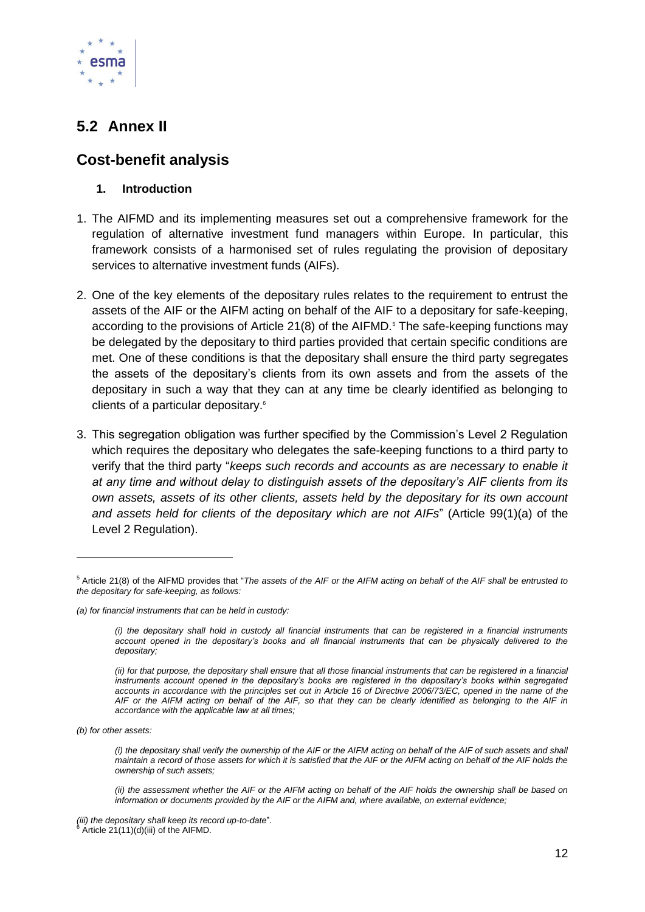## 5.2 Annex II

## Cost-benefit analysis

### 1. Introduction

1. The AIFMD and its implementing measures set out a comprehensive framework for the regulation of alternative investment fund managers within Europe. In particular, this framework consists of a harmonised set of rules regulating the provision of depositary services to alternative investment funds (AIFs).

2. One of the key elements of the depositary rules relates to the requirement to entrust the assets of the AIF or the AIFM acting on behalf of the AIF to a depositary for safe-keeping, according to the provisions of Article 21(8) of the AIFMD.[5] The safe-keeping functions may be delegated by the depositary to third parties provided that certain specific conditions are met. One of these conditions is that the depositary shall ensure the third party segregates the assets of the depositary's clients from its own assets and from the assets of the depositary in such a way that they can at any time be clearly identified as belonging to clients of a particular depositary.[6]

3. This segregation obligation was further specified by the Commission's Level 2 Regulation which requires the depositary who delegates the safe-keeping functions to a third party to verify that the third party "*keeps such records and accounts as are necessary to enable it at any time and without delay to distinguish assets of the depositary's AIF clients from its own assets, assets of its other clients, assets held by the depositary for its own account and assets held for clients of the depositary which are not AIFs*" (Article 99(1)(a) of the Level 2 Regulation).

---

[5] Article 21(8) of the AIFMD provides that "*The assets of the AIF or the AIFM acting on behalf of the AIF shall be entrusted to the depositary for safe-keeping, as follows:*

*(a) for financial instruments that can be held in custody:*

*(i) the depositary shall hold in custody all financial instruments that can be registered in a financial instruments account opened in the depositary's books and all financial instruments that can be physically delivered to the depositary;*

*(ii) for that purpose, the depositary shall ensure that all those financial instruments that can be registered in a financial instruments account opened in the depositary's books are registered in the depositary's books within segregated accounts in accordance with the principles set out in Article 16 of Directive 2006/73/EC, opened in the name of the AIF or the AIFM acting on behalf of the AIF, so that they can be clearly identified as belonging to the AIF in accordance with the applicable law at all times;*

*(b) for other assets:*

*(i) the depositary shall verify the ownership of the AIF or the AIFM acting on behalf of the AIF of such assets and shall maintain a record of those assets for which it is satisfied that the AIF or the AIFM acting on behalf of the AIF holds the ownership of such assets;*

*(ii) the assessment whether the AIF or the AIFM acting on behalf of the AIF holds the ownership shall be based on information or documents provided by the AIF or the AIFM and, where available, on external evidence;*

*(iii) the depositary shall keep its record up-to-date*".

[6] Article 21(11)(d)(iii) of the AIFMD.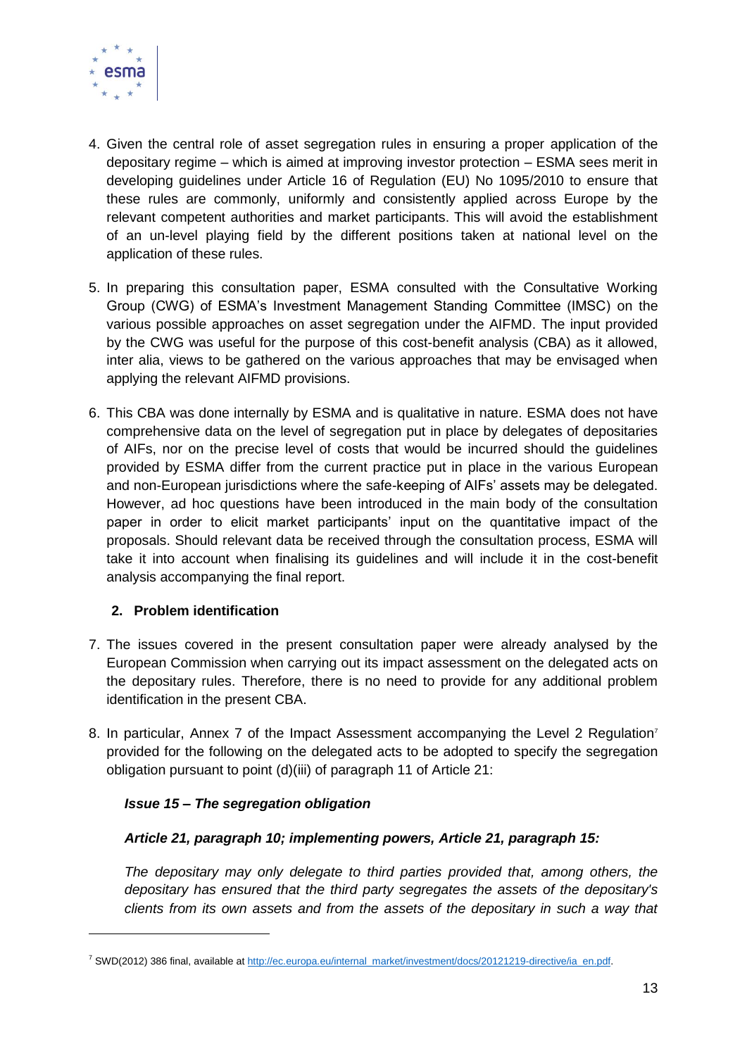4. Given the central role of asset segregation rules in ensuring a proper application of the depositary regime – which is aimed at improving investor protection – ESMA sees merit in developing guidelines under Article 16 of Regulation (EU) No 1095/2010 to ensure that these rules are commonly, uniformly and consistently applied across Europe by the relevant competent authorities and market participants. This will avoid the establishment of an un-level playing field by the different positions taken at national level on the application of these rules.

5. In preparing this consultation paper, ESMA consulted with the Consultative Working Group (CWG) of ESMA's Investment Management Standing Committee (IMSC) on the various possible approaches on asset segregation under the AIFMD. The input provided by the CWG was useful for the purpose of this cost-benefit analysis (CBA) as it allowed, inter alia, views to be gathered on the various approaches that may be envisaged when applying the relevant AIFMD provisions.

6. This CBA was done internally by ESMA and is qualitative in nature. ESMA does not have comprehensive data on the level of segregation put in place by delegates of depositaries of AIFs, nor on the precise level of costs that would be incurred should the guidelines provided by ESMA differ from the current practice put in place in the various European and non-European jurisdictions where the safe-keeping of AIFs' assets may be delegated. However, ad hoc questions have been introduced in the main body of the consultation paper in order to elicit market participants' input on the quantitative impact of the proposals. Should relevant data be received through the consultation process, ESMA will take it into account when finalising its guidelines and will include it in the cost-benefit analysis accompanying the final report.

## 2. Problem identification

7. The issues covered in the present consultation paper were already analysed by the European Commission when carrying out its impact assessment on the delegated acts on the depositary rules. Therefore, there is no need to provide for any additional problem identification in the present CBA.

8. In particular, Annex 7 of the Impact Assessment accompanying the Level 2 Regulation[7] provided for the following on the delegated acts to be adopted to specify the segregation obligation pursuant to point (d)(iii) of paragraph 11 of Article 21:

***Issue 15 – The segregation obligation***

***Article 21, paragraph 10; implementing powers, Article 21, paragraph 15:***

*The depositary may only delegate to third parties provided that, among others, the depositary has ensured that the third party segregates the assets of the depositary's clients from its own assets and from the assets of the depositary in such a way that*

---

[7] SWD(2012) 386 final, available at http://ec.europa.eu/internal_market/investment/docs/20121219-directive/ia_en.pdf.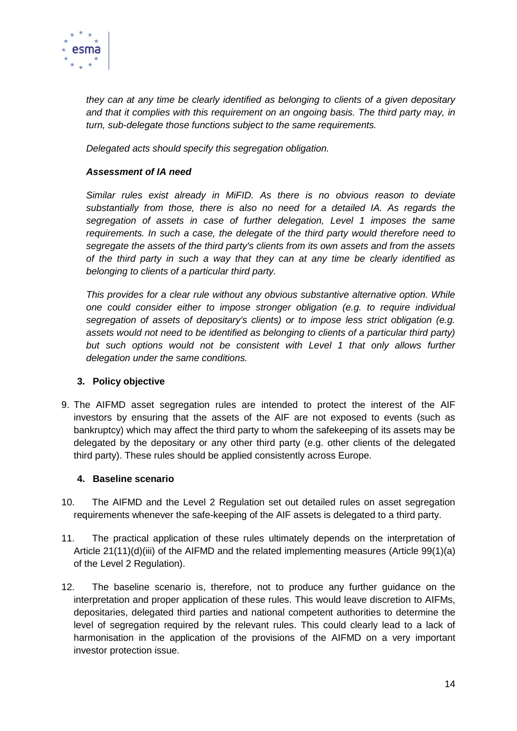*they can at any time be clearly identified as belonging to clients of a given depositary and that it complies with this requirement on an ongoing basis. The third party may, in turn, sub-delegate those functions subject to the same requirements.*

*Delegated acts should specify this segregation obligation.*

***Assessment of IA need***

*Similar rules exist already in MiFID. As there is no obvious reason to deviate substantially from those, there is also no need for a detailed IA. As regards the segregation of assets in case of further delegation, Level 1 imposes the same requirements. In such a case, the delegate of the third party would therefore need to segregate the assets of the third party's clients from its own assets and from the assets of the third party in such a way that they can at any time be clearly identified as belonging to clients of a particular third party.*

*This provides for a clear rule without any obvious substantive alternative option. While one could consider either to impose stronger obligation (e.g. to require individual segregation of assets of depositary's clients) or to impose less strict obligation (e.g. assets would not need to be identified as belonging to clients of a particular third party) but such options would not be consistent with Level 1 that only allows further delegation under the same conditions.*

### 3. Policy objective

9. The AIFMD asset segregation rules are intended to protect the interest of the AIF investors by ensuring that the assets of the AIF are not exposed to events (such as bankruptcy) which may affect the third party to whom the safekeeping of its assets may be delegated by the depositary or any other third party (e.g. other clients of the delegated third party). These rules should be applied consistently across Europe.

### 4. Baseline scenario

10. The AIFMD and the Level 2 Regulation set out detailed rules on asset segregation requirements whenever the safe-keeping of the AIF assets is delegated to a third party.

11. The practical application of these rules ultimately depends on the interpretation of Article 21(11)(d)(iii) of the AIFMD and the related implementing measures (Article 99(1)(a) of the Level 2 Regulation).

12. The baseline scenario is, therefore, not to produce any further guidance on the interpretation and proper application of these rules. This would leave discretion to AIFMs, depositaries, delegated third parties and national competent authorities to determine the level of segregation required by the relevant rules. This could clearly lead to a lack of harmonisation in the application of the provisions of the AIFMD on a very important investor protection issue.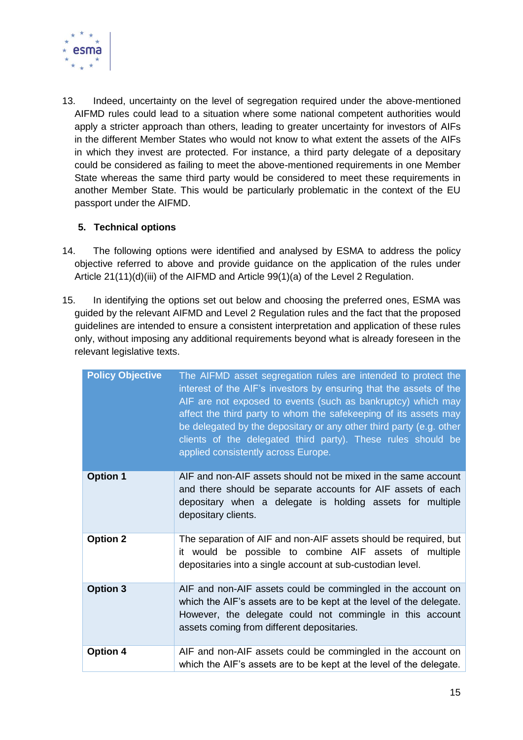13. Indeed, uncertainty on the level of segregation required under the above-mentioned AIFMD rules could lead to a situation where some national competent authorities would apply a stricter approach than others, leading to greater uncertainty for investors of AIFs in the different Member States who would not know to what extent the assets of the AIFs in which they invest are protected. For instance, a third party delegate of a depositary could be considered as failing to meet the above-mentioned requirements in one Member State whereas the same third party would be considered to meet these requirements in another Member State. This would be particularly problematic in the context of the EU passport under the AIFMD.

## 5. Technical options

14. The following options were identified and analysed by ESMA to address the policy objective referred to above and provide guidance on the application of the rules under Article 21(11)(d)(iii) of the AIFMD and Article 99(1)(a) of the Level 2 Regulation.

15. In identifying the options set out below and choosing the preferred ones, ESMA was guided by the relevant AIFMD and Level 2 Regulation rules and the fact that the proposed guidelines are intended to ensure a consistent interpretation and application of these rules only, without imposing any additional requirements beyond what is already foreseen in the relevant legislative texts.

| **Policy Objective** | The AIFMD asset segregation rules are intended to protect the interest of the AIF's investors by ensuring that the assets of the AIF are not exposed to events (such as bankruptcy) which may affect the third party to whom the safekeeping of its assets may be delegated by the depositary or any other third party (e.g. other clients of the delegated third party). These rules should be applied consistently across Europe. |
|---|---|
| **Option 1** | AIF and non-AIF assets should not be mixed in the same account and there should be separate accounts for AIF assets of each depositary when a delegate is holding assets for multiple depositary clients. |
| **Option 2** | The separation of AIF and non-AIF assets should be required, but it would be possible to combine AIF assets of multiple depositaries into a single account at sub-custodian level. |
| **Option 3** | AIF and non-AIF assets could be commingled in the account on which the AIF's assets are to be kept at the level of the delegate. However, the delegate could not commingle in this account assets coming from different depositaries. |
| **Option 4** | AIF and non-AIF assets could be commingled in the account on which the AIF's assets are to be kept at the level of the delegate. |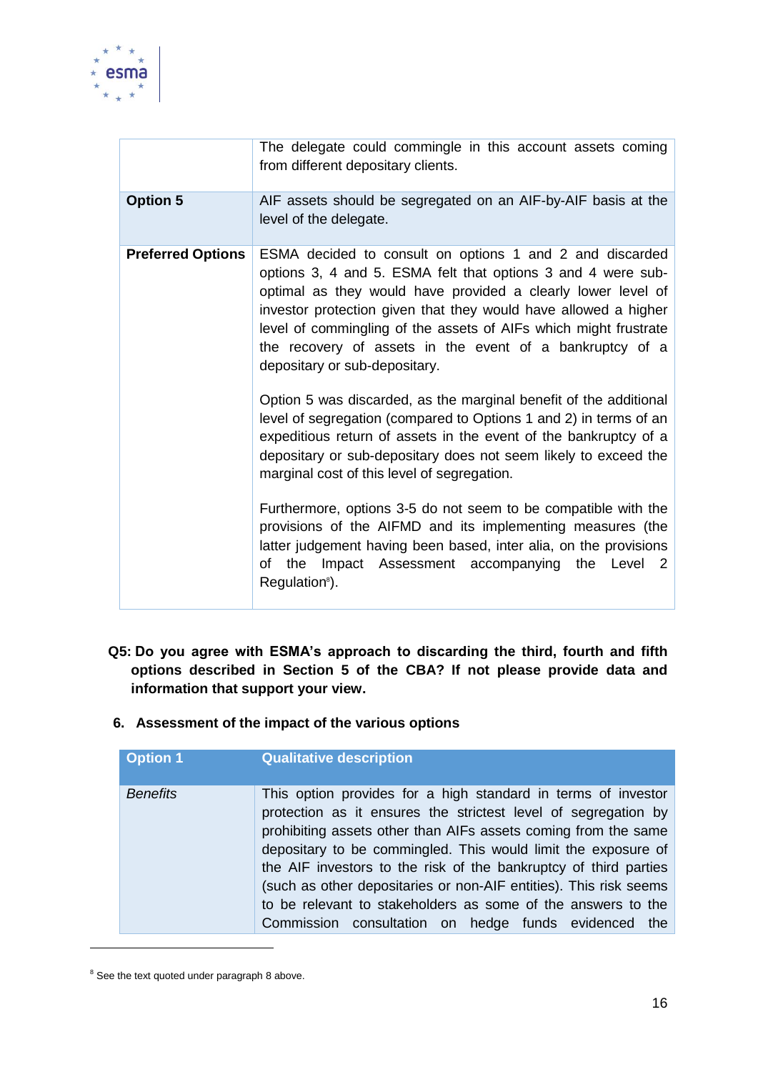|  |  |
|---|---|
|  | The delegate could commingle in this account assets coming from different depositary clients. |
| **Option 5** | AIF assets should be segregated on an AIF-by-AIF basis at the level of the delegate. |
| **Preferred Options** | ESMA decided to consult on options 1 and 2 and discarded options 3, 4 and 5. ESMA felt that options 3 and 4 were sub-optimal as they would have provided a clearly lower level of investor protection given that they would have allowed a higher level of commingling of the assets of AIFs which might frustrate the recovery of assets in the event of a bankruptcy of a depositary or sub-depositary.<br><br>Option 5 was discarded, as the marginal benefit of the additional level of segregation (compared to Options 1 and 2) in terms of an expeditious return of assets in the event of the bankruptcy of a depositary or sub-depositary does not seem likely to exceed the marginal cost of this level of segregation.<br><br>Furthermore, options 3-5 do not seem to be compatible with the provisions of the AIFMD and its implementing measures (the latter judgement having been based, inter alia, on the provisions of the Impact Assessment accompanying the Level 2 Regulation[8]). |

**Q5: Do you agree with ESMA's approach to discarding the third, fourth and fifth options described in Section 5 of the CBA? If not please provide data and information that support your view.**

## 6. Assessment of the impact of the various options

| Option 1 | Qualitative description |
|---|---|
| *Benefits* | This option provides for a high standard in terms of investor protection as it ensures the strictest level of segregation by prohibiting assets other than AIFs assets coming from the same depositary to be commingled. This would limit the exposure of the AIF investors to the risk of the bankruptcy of third parties (such as other depositaries or non-AIF entities). This risk seems to be relevant to stakeholders as some of the answers to the Commission consultation on hedge funds evidenced the |

[8] See the text quoted under paragraph 8 above.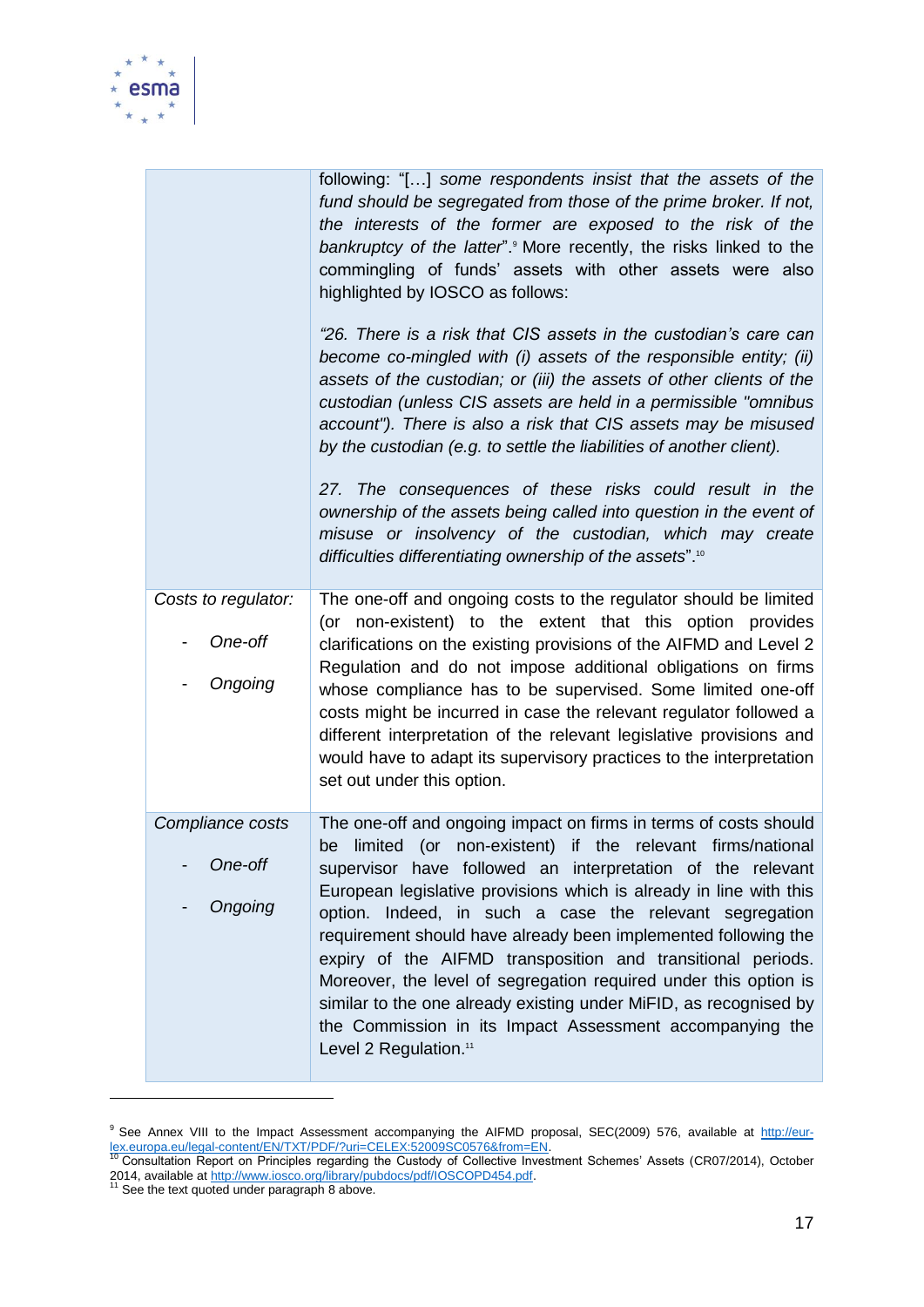| | |
|---|---|
| | following: "[…] *some respondents insist that the assets of the fund should be segregated from those of the prime broker. If not, the interests of the former are exposed to the risk of the bankruptcy of the latter*".[9] More recently, the risks linked to the commingling of funds' assets with other assets were also highlighted by IOSCO as follows:<br><br>*"26. There is a risk that CIS assets in the custodian's care can become co-mingled with (i) assets of the responsible entity; (ii) assets of the custodian; or (iii) the assets of other clients of the custodian (unless CIS assets are held in a permissible "omnibus account"). There is also a risk that CIS assets may be misused by the custodian (e.g. to settle the liabilities of another client).*<br><br>*27. The consequences of these risks could result in the ownership of the assets being called into question in the event of misuse or insolvency of the custodian, which may create difficulties differentiating ownership of the assets*".[10] |
| *Costs to regulator:*<br>- *One-off*<br>- *Ongoing* | The one-off and ongoing costs to the regulator should be limited (or non-existent) to the extent that this option provides clarifications on the existing provisions of the AIFMD and Level 2 Regulation and do not impose additional obligations on firms whose compliance has to be supervised. Some limited one-off costs might be incurred in case the relevant regulator followed a different interpretation of the relevant legislative provisions and would have to adapt its supervisory practices to the interpretation set out under this option. |
| *Compliance costs*<br>- *One-off*<br>- *Ongoing* | The one-off and ongoing impact on firms in terms of costs should be limited (or non-existent) if the relevant firms/national supervisor have followed an interpretation of the relevant European legislative provisions which is already in line with this option. Indeed, in such a case the relevant segregation requirement should have already been implemented following the expiry of the AIFMD transposition and transitional periods. Moreover, the level of segregation required under this option is similar to the one already existing under MiFID, as recognised by the Commission in its Impact Assessment accompanying the Level 2 Regulation.[11] |

[9] See Annex VIII to the Impact Assessment accompanying the AIFMD proposal, SEC(2009) 576, available at http://eur-lex.europa.eu/legal-content/EN/TXT/PDF/?uri=CELEX:52009SC0576&from=EN.

[10] Consultation Report on Principles regarding the Custody of Collective Investment Schemes' Assets (CR07/2014), October 2014, available at http://www.iosco.org/library/pubdocs/pdf/IOSCOPD454.pdf.

[11] See the text quoted under paragraph 8 above.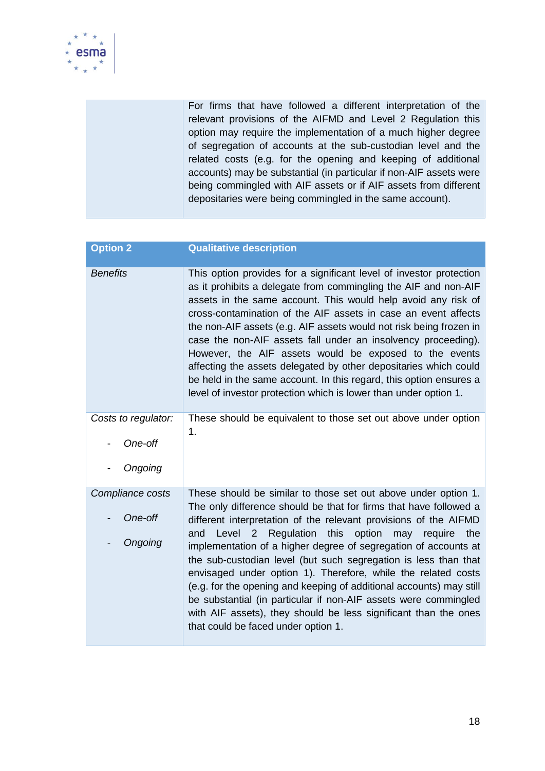| | |
|---|---|
| | For firms that have followed a different interpretation of the relevant provisions of the AIFMD and Level 2 Regulation this option may require the implementation of a much higher degree of segregation of accounts at the sub-custodian level and the related costs (e.g. for the opening and keeping of additional accounts) may be substantial (in particular if non-AIF assets were being commingled with AIF assets or if AIF assets from different depositaries were being commingled in the same account). |

| **Option 2** | **Qualitative description** |
|---|---|
| *Benefits* | This option provides for a significant level of investor protection as it prohibits a delegate from commingling the AIF and non-AIF assets in the same account. This would help avoid any risk of cross-contamination of the AIF assets in case an event affects the non-AIF assets (e.g. AIF assets would not risk being frozen in case the non-AIF assets fall under an insolvency proceeding). However, the AIF assets would be exposed to the events affecting the assets delegated by other depositaries which could be held in the same account. In this regard, this option ensures a level of investor protection which is lower than under option 1. |
| *Costs to regulator:*<br>- *One-off*<br>- *Ongoing* | These should be equivalent to those set out above under option 1. |
| *Compliance costs*<br>- *One-off*<br>- *Ongoing* | These should be similar to those set out above under option 1. The only difference should be that for firms that have followed a different interpretation of the relevant provisions of the AIFMD and Level 2 Regulation this option may require the implementation of a higher degree of segregation of accounts at the sub-custodian level (but such segregation is less than that envisaged under option 1). Therefore, while the related costs (e.g. for the opening and keeping of additional accounts) may still be substantial (in particular if non-AIF assets were commingled with AIF assets), they should be less significant than the ones that could be faced under option 1. |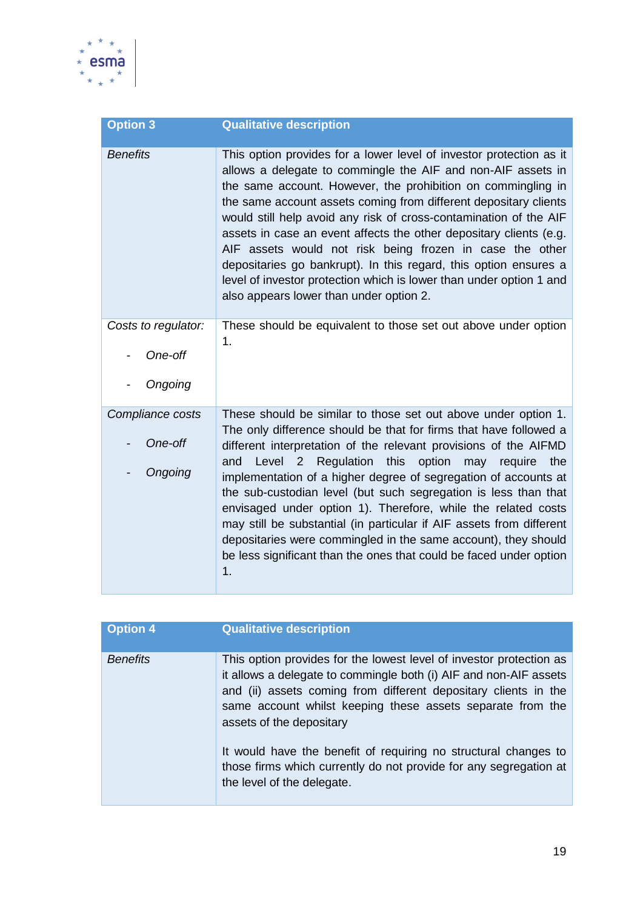| Option 3 | Qualitative description |
|---|---|
| *Benefits* | This option provides for a lower level of investor protection as it allows a delegate to commingle the AIF and non-AIF assets in the same account. However, the prohibition on commingling in the same account assets coming from different depositary clients would still help avoid any risk of cross-contamination of the AIF assets in case an event affects the other depositary clients (e.g. AIF assets would not risk being frozen in case the other depositaries go bankrupt). In this regard, this option ensures a level of investor protection which is lower than under option 1 and also appears lower than under option 2. |
| *Costs to regulator:*<br>- *One-off*<br>- *Ongoing* | These should be equivalent to those set out above under option 1. |
| *Compliance costs*<br>- *One-off*<br>- *Ongoing* | These should be similar to those set out above under option 1. The only difference should be that for firms that have followed a different interpretation of the relevant provisions of the AIFMD and Level 2 Regulation this option may require the implementation of a higher degree of segregation of accounts at the sub-custodian level (but such segregation is less than that envisaged under option 1). Therefore, while the related costs may still be substantial (in particular if AIF assets from different depositaries were commingled in the same account), they should be less significant than the ones that could be faced under option 1. |

| Option 4 | Qualitative description |
|---|---|
| *Benefits* | This option provides for the lowest level of investor protection as it allows a delegate to commingle both (i) AIF and non-AIF assets and (ii) assets coming from different depositary clients in the same account whilst keeping these assets separate from the assets of the depositary<br><br>It would have the benefit of requiring no structural changes to those firms which currently do not provide for any segregation at the level of the delegate. |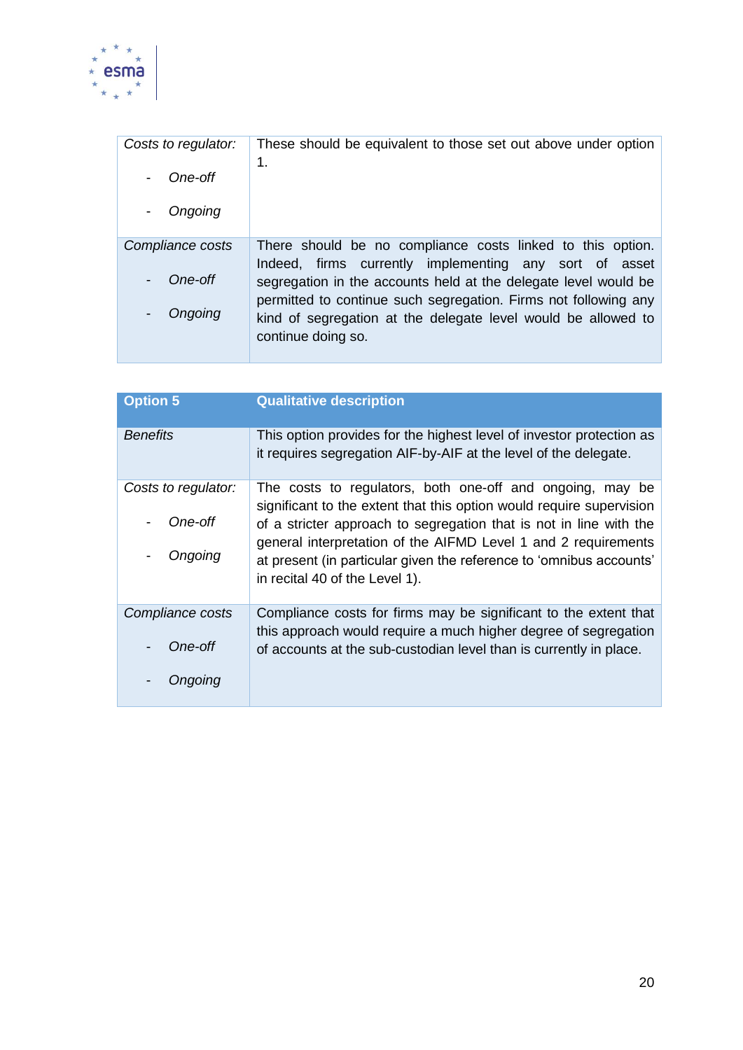| | |
|---|---|
| *Costs to regulator:*<br>- *One-off*<br>- *Ongoing* | These should be equivalent to those set out above under option 1. |
| *Compliance costs*<br>- *One-off*<br>- *Ongoing* | There should be no compliance costs linked to this option. Indeed, firms currently implementing any sort of asset segregation in the accounts held at the delegate level would be permitted to continue such segregation. Firms not following any kind of segregation at the delegate level would be allowed to continue doing so. |

| **Option 5** | **Qualitative description** |
|---|---|
| *Benefits* | This option provides for the highest level of investor protection as it requires segregation AIF-by-AIF at the level of the delegate. |
| *Costs to regulator:*<br>- *One-off*<br>- *Ongoing* | The costs to regulators, both one-off and ongoing, may be significant to the extent that this option would require supervision of a stricter approach to segregation that is not in line with the general interpretation of the AIFMD Level 1 and 2 requirements at present (in particular given the reference to 'omnibus accounts' in recital 40 of the Level 1). |
| *Compliance costs*<br>- *One-off*<br>- *Ongoing* | Compliance costs for firms may be significant to the extent that this approach would require a much higher degree of segregation of accounts at the sub-custodian level than is currently in place. |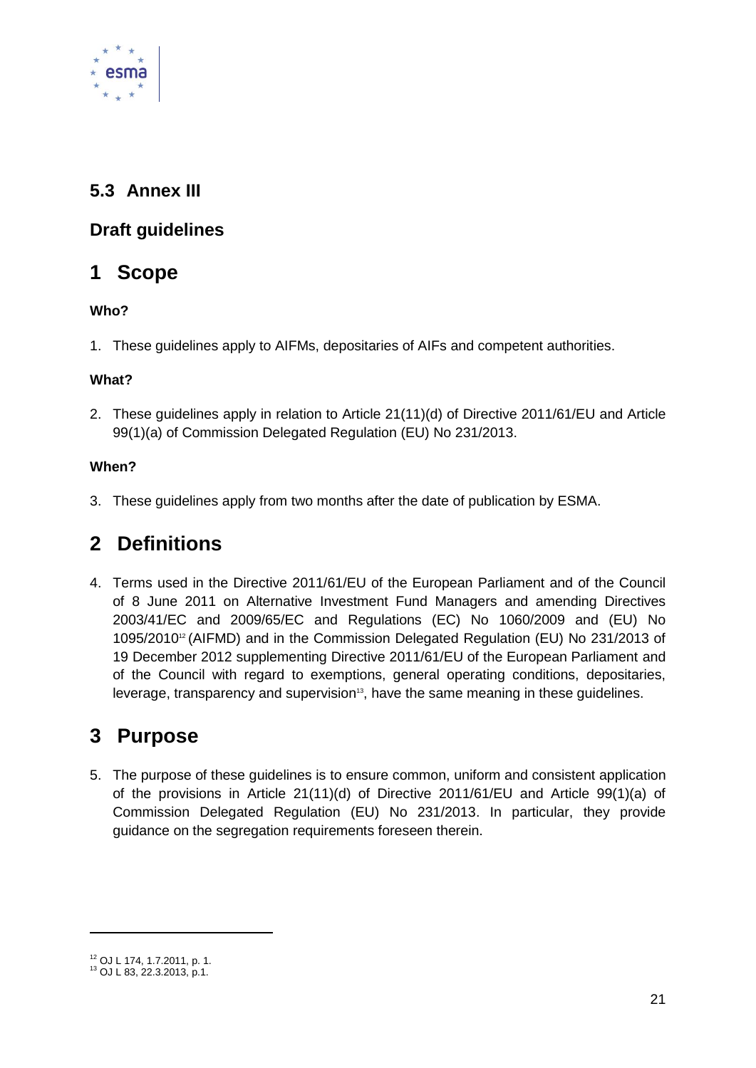## 5.3 Annex III

## Draft guidelines

# 1 Scope

**Who?**

1. These guidelines apply to AIFMs, depositaries of AIFs and competent authorities.

**What?**

2. These guidelines apply in relation to Article 21(11)(d) of Directive 2011/61/EU and Article 99(1)(a) of Commission Delegated Regulation (EU) No 231/2013.

**When?**

3. These guidelines apply from two months after the date of publication by ESMA.

# 2 Definitions

4. Terms used in the Directive 2011/61/EU of the European Parliament and of the Council of 8 June 2011 on Alternative Investment Fund Managers and amending Directives 2003/41/EC and 2009/65/EC and Regulations (EC) No 1060/2009 and (EU) No 1095/2010[12] (AIFMD) and in the Commission Delegated Regulation (EU) No 231/2013 of 19 December 2012 supplementing Directive 2011/61/EU of the European Parliament and of the Council with regard to exemptions, general operating conditions, depositaries, leverage, transparency and supervision[13], have the same meaning in these guidelines.

# 3 Purpose

5. The purpose of these guidelines is to ensure common, uniform and consistent application of the provisions in Article 21(11)(d) of Directive 2011/61/EU and Article 99(1)(a) of Commission Delegated Regulation (EU) No 231/2013. In particular, they provide guidance on the segregation requirements foreseen therein.

---

[12] OJ L 174, 1.7.2011, p. 1.
[13] OJ L 83, 22.3.2013, p.1.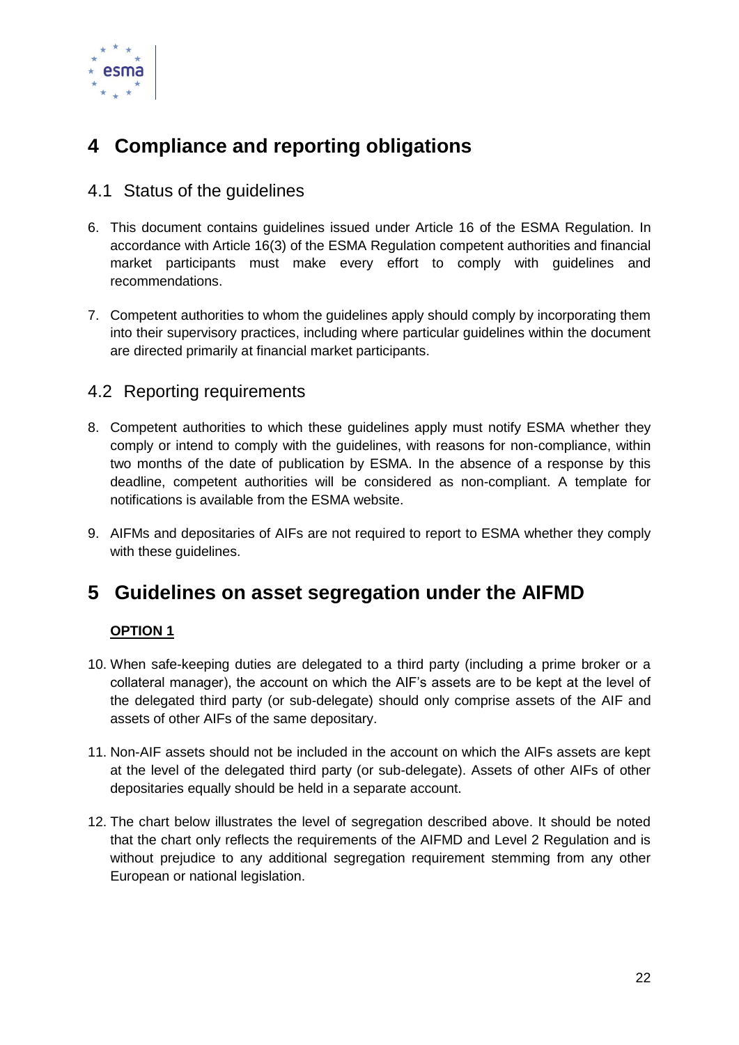# 4 Compliance and reporting obligations

## 4.1 Status of the guidelines

6. This document contains guidelines issued under Article 16 of the ESMA Regulation. In accordance with Article 16(3) of the ESMA Regulation competent authorities and financial market participants must make every effort to comply with guidelines and recommendations.

7. Competent authorities to whom the guidelines apply should comply by incorporating them into their supervisory practices, including where particular guidelines within the document are directed primarily at financial market participants.

## 4.2 Reporting requirements

8. Competent authorities to which these guidelines apply must notify ESMA whether they comply or intend to comply with the guidelines, with reasons for non-compliance, within two months of the date of publication by ESMA. In the absence of a response by this deadline, competent authorities will be considered as non-compliant. A template for notifications is available from the ESMA website.

9. AIFMs and depositaries of AIFs are not required to report to ESMA whether they comply with these guidelines.

# 5 Guidelines on asset segregation under the AIFMD

**OPTION 1**

10. When safe-keeping duties are delegated to a third party (including a prime broker or a collateral manager), the account on which the AIF's assets are to be kept at the level of the delegated third party (or sub-delegate) should only comprise assets of the AIF and assets of other AIFs of the same depositary.

11. Non-AIF assets should not be included in the account on which the AIFs assets are kept at the level of the delegated third party (or sub-delegate). Assets of other AIFs of other depositaries equally should be held in a separate account.

12. The chart below illustrates the level of segregation described above. It should be noted that the chart only reflects the requirements of the AIFMD and Level 2 Regulation and is without prejudice to any additional segregation requirement stemming from any other European or national legislation.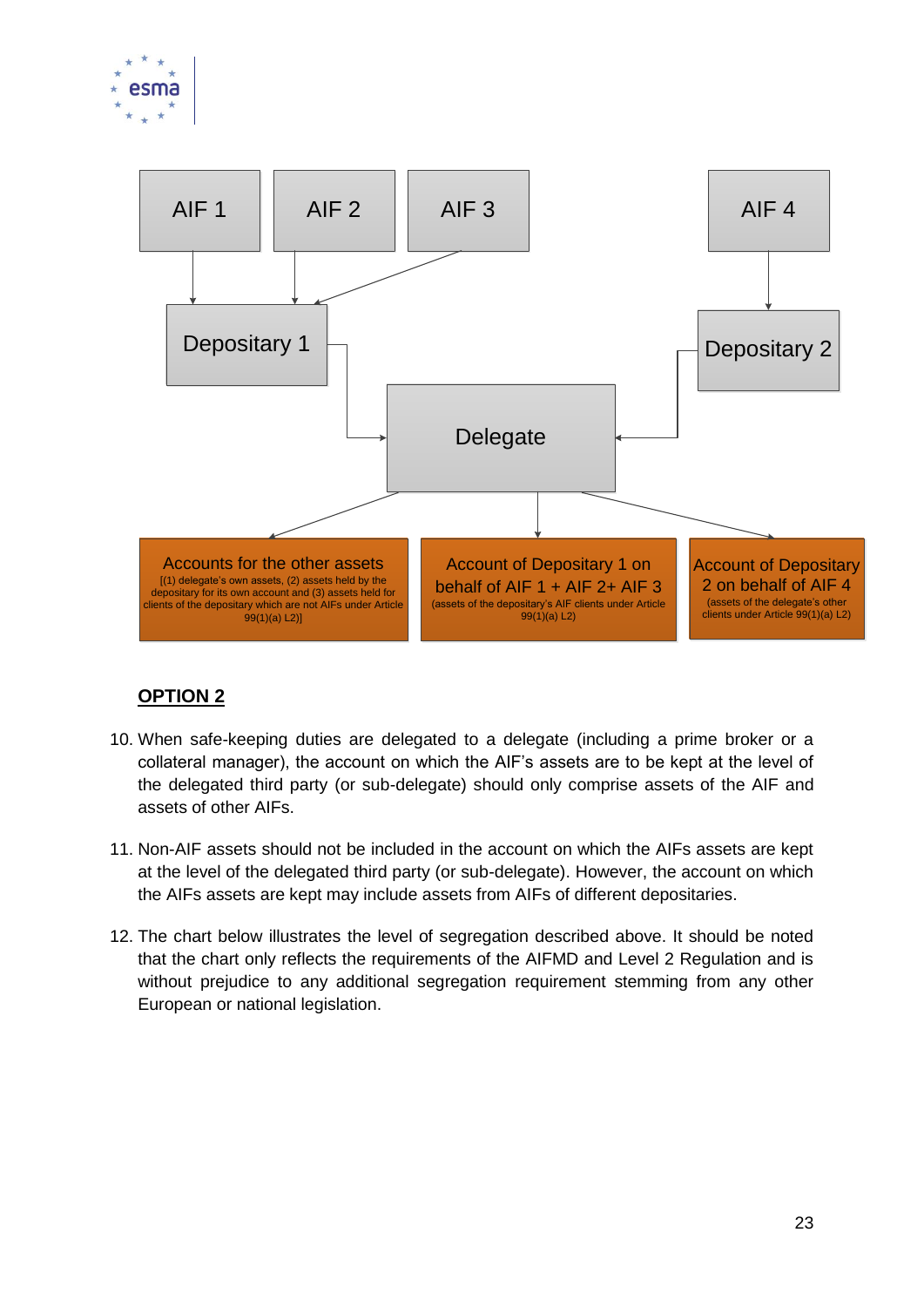AIF 1

AIF 2

AIF 3

AIF 4

Depositary 1

Depositary 2

Delegate

Accounts for the other assets
[(1) delegate's own assets, (2) assets held by the depositary for its own account and (3) assets held for clients of the depositary which are not AIFs under Article 99(1)(a) L2)]

Account of Depositary 1 on behalf of AIF 1 + AIF 2+ AIF 3
(assets of the depositary's AIF clients under Article 99(1)(a) L2)

Account of Depositary 2 on behalf of AIF 4
(assets of the delegate's other clients under Article 99(1)(a) L2)

**OPTION 2**

10. When safe-keeping duties are delegated to a delegate (including a prime broker or a collateral manager), the account on which the AIF's assets are to be kept at the level of the delegated third party (or sub-delegate) should only comprise assets of the AIF and assets of other AIFs.

11. Non-AIF assets should not be included in the account on which the AIFs assets are kept at the level of the delegated third party (or sub-delegate). However, the account on which the AIFs assets are kept may include assets from AIFs of different depositaries.

12. The chart below illustrates the level of segregation described above. It should be noted that the chart only reflects the requirements of the AIFMD and Level 2 Regulation and is without prejudice to any additional segregation requirement stemming from any other European or national legislation.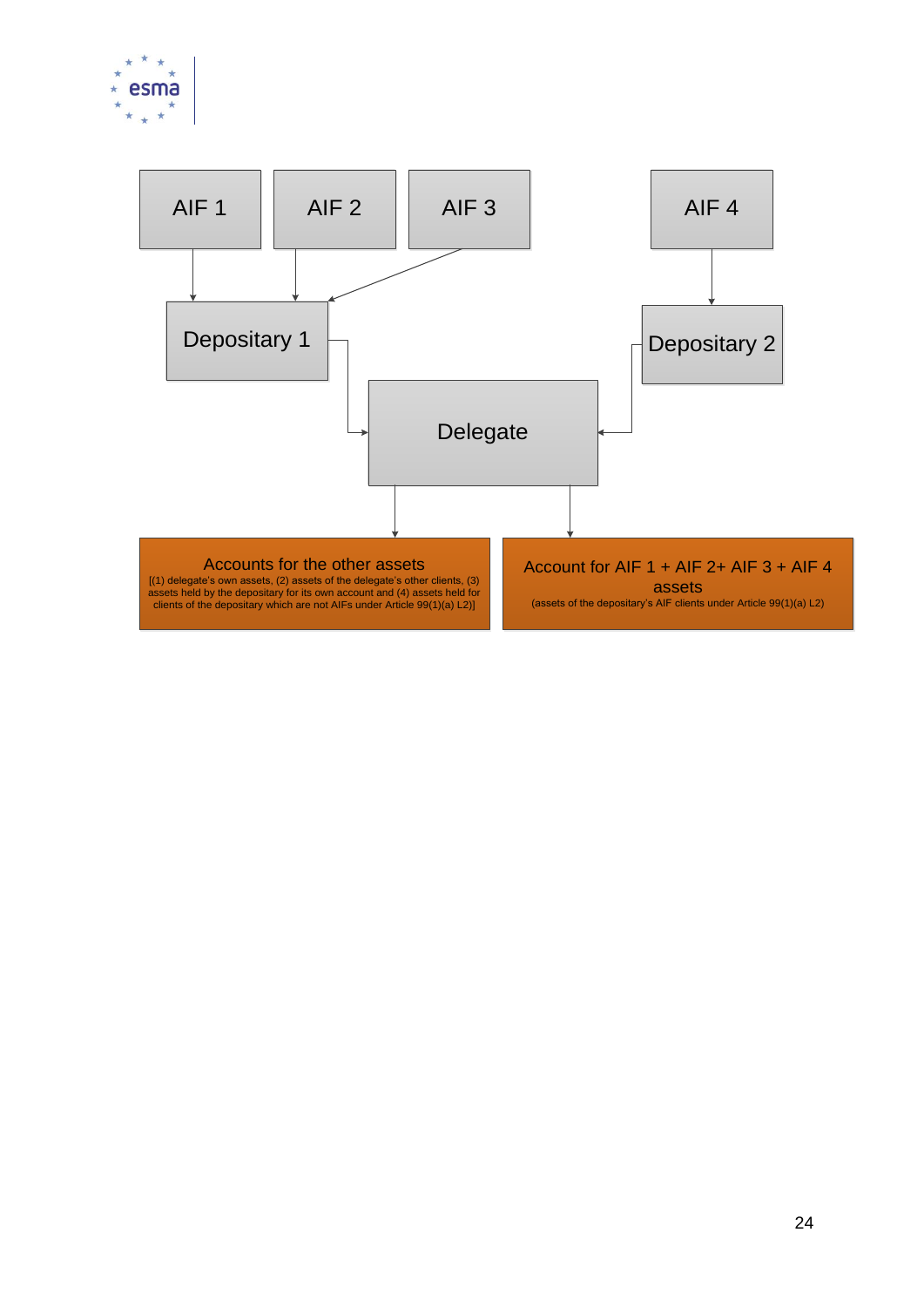AIF 1

AIF 2

AIF 3

AIF 4

Depositary 1

Depositary 2

Delegate

Accounts for the other assets
[(1) delegate's own assets, (2) assets of the delegate's other clients, (3) assets held by the depositary for its own account and (4) assets held for clients of the depositary which are not AIFs under Article 99(1)(a) L2)]

Account for AIF 1 + AIF 2+ AIF 3 + AIF 4 assets
(assets of the depositary's AIF clients under Article 99(1)(a) L2)